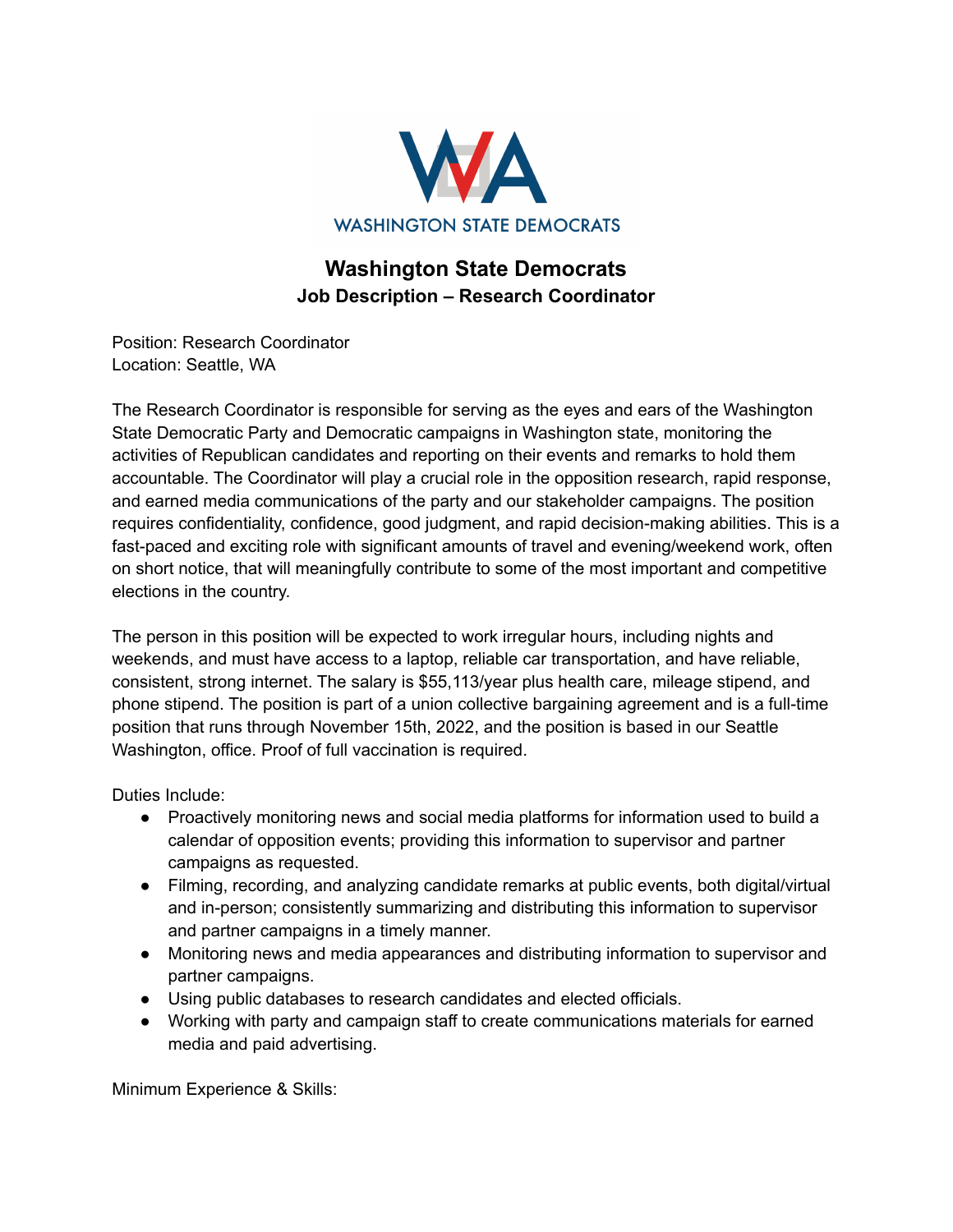WASHINGTON STATE DEMOCRATS

# Washington State Democrats

## Job Description – Research Coordinator

Position: Research Coordinator
Location: Seattle, WA

The Research Coordinator is responsible for serving as the eyes and ears of the Washington State Democratic Party and Democratic campaigns in Washington state, monitoring the activities of Republican candidates and reporting on their events and remarks to hold them accountable. The Coordinator will play a crucial role in the opposition research, rapid response, and earned media communications of the party and our stakeholder campaigns. The position requires confidentiality, confidence, good judgment, and rapid decision-making abilities. This is a fast-paced and exciting role with significant amounts of travel and evening/weekend work, often on short notice, that will meaningfully contribute to some of the most important and competitive elections in the country.

The person in this position will be expected to work irregular hours, including nights and weekends, and must have access to a laptop, reliable car transportation, and have reliable, consistent, strong internet. The salary is $55,113/year plus health care, mileage stipend, and phone stipend. The position is part of a union collective bargaining agreement and is a full-time position that runs through November 15th, 2022, and the position is based in our Seattle Washington, office. Proof of full vaccination is required.

Duties Include:

- Proactively monitoring news and social media platforms for information used to build a calendar of opposition events; providing this information to supervisor and partner campaigns as requested.
- Filming, recording, and analyzing candidate remarks at public events, both digital/virtual and in-person; consistently summarizing and distributing this information to supervisor and partner campaigns in a timely manner.
- Monitoring news and media appearances and distributing information to supervisor and partner campaigns.
- Using public databases to research candidates and elected officials.
- Working with party and campaign staff to create communications materials for earned media and paid advertising.

Minimum Experience & Skills: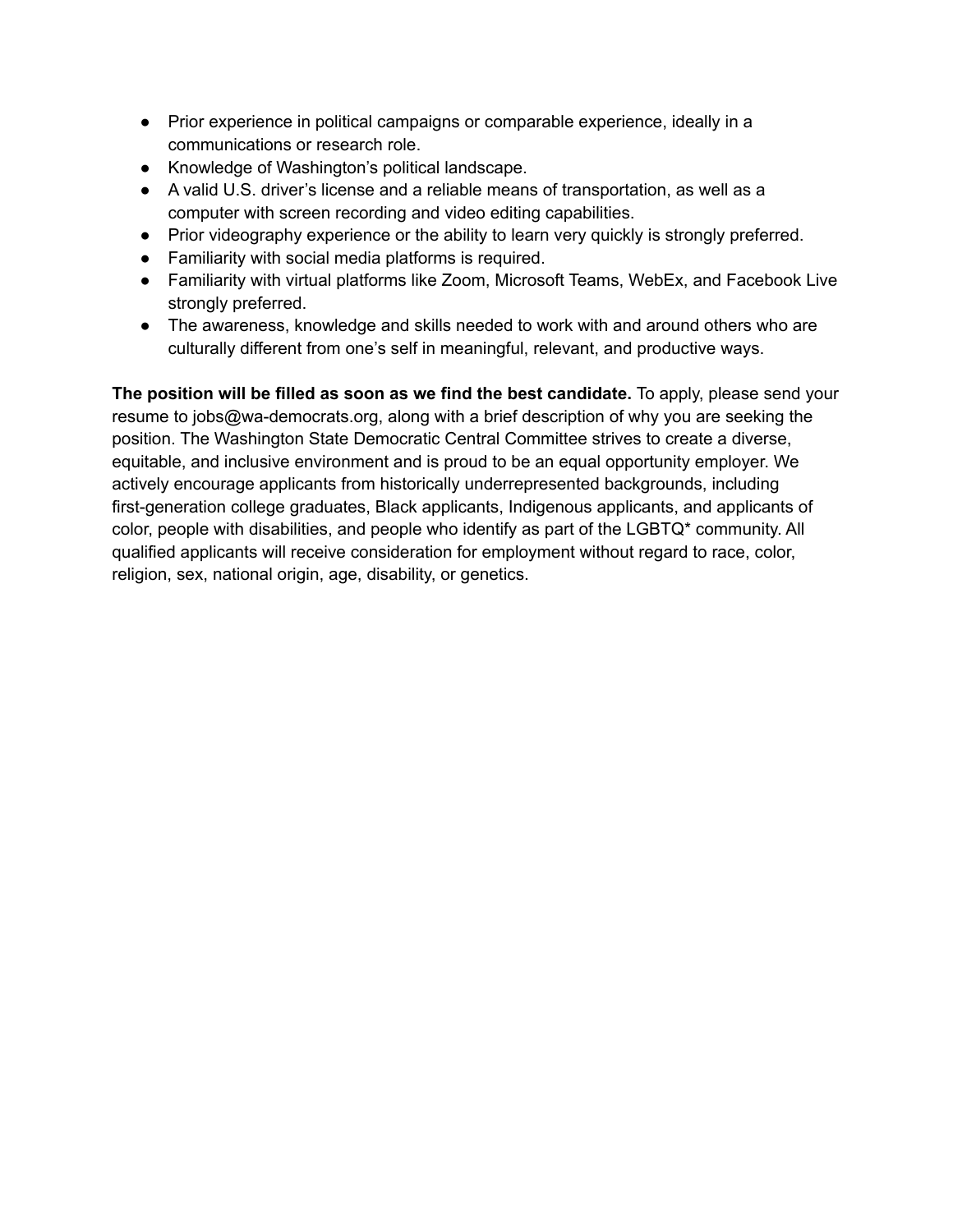- Prior experience in political campaigns or comparable experience, ideally in a communications or research role.
- Knowledge of Washington's political landscape.
- A valid U.S. driver's license and a reliable means of transportation, as well as a computer with screen recording and video editing capabilities.
- Prior videography experience or the ability to learn very quickly is strongly preferred.
- Familiarity with social media platforms is required.
- Familiarity with virtual platforms like Zoom, Microsoft Teams, WebEx, and Facebook Live strongly preferred.
- The awareness, knowledge and skills needed to work with and around others who are culturally different from one's self in meaningful, relevant, and productive ways.

**The position will be filled as soon as we find the best candidate.** To apply, please send your resume to jobs@wa-democrats.org, along with a brief description of why you are seeking the position. The Washington State Democratic Central Committee strives to create a diverse, equitable, and inclusive environment and is proud to be an equal opportunity employer. We actively encourage applicants from historically underrepresented backgrounds, including first-generation college graduates, Black applicants, Indigenous applicants, and applicants of color, people with disabilities, and people who identify as part of the LGBTQ* community. All qualified applicants will receive consideration for employment without regard to race, color, religion, sex, national origin, age, disability, or genetics.